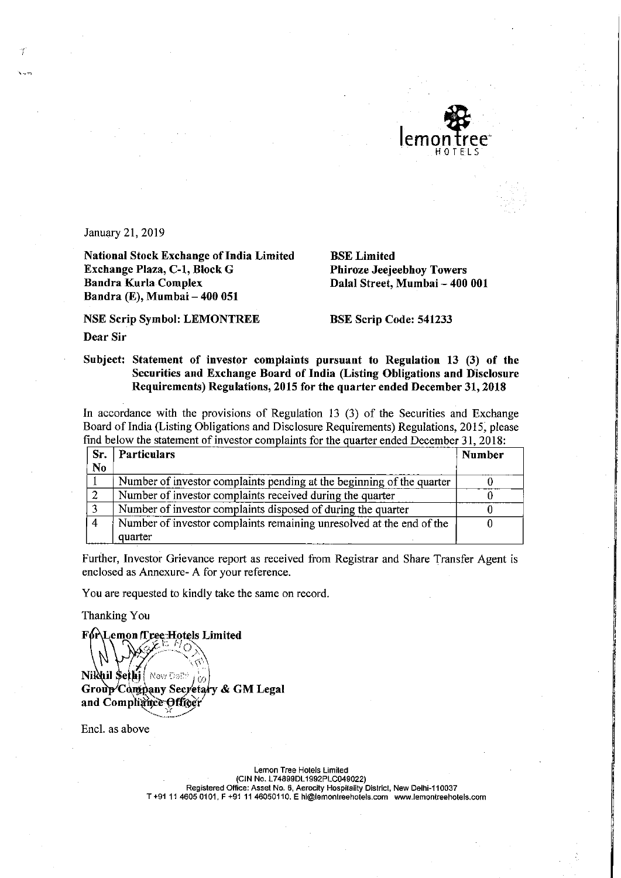January 21, 2019

**National Stock Exchange of India Limited**
**Exchange Plaza, C-1, Block G**
**Bandra Kurla Complex**
**Bandra (E), Mumbai – 400 051**

**BSE Limited**
**Phiroze Jeejeebhoy Towers**
**Dalal Street, Mumbai – 400 001**

**NSE Scrip Symbol: LEMONTREE**

**BSE Scrip Code: 541233**

**Dear Sir**

**Subject: Statement of investor complaints pursuant to Regulation 13 (3) of the Securities and Exchange Board of India (Listing Obligations and Disclosure Requirements) Regulations, 2015 for the quarter ended December 31, 2018**

In accordance with the provisions of Regulation 13 (3) of the Securities and Exchange Board of India (Listing Obligations and Disclosure Requirements) Regulations, 2015, please find below the statement of investor complaints for the quarter ended December 31, 2018:

| Sr. No | Particulars | Number |
|---|---|---|
| 1 | Number of investor complaints pending at the beginning of the quarter | 0 |
| 2 | Number of investor complaints received during the quarter | 0 |
| 3 | Number of investor complaints disposed of during the quarter | 0 |
| 4 | Number of investor complaints remaining unresolved at the end of the quarter | 0 |

Further, Investor Grievance report as received from Registrar and Share Transfer Agent is enclosed as Annexure- A for your reference.

You are requested to kindly take the same on record.

Thanking You

**For Lemon Tree Hotels Limited**

**Nikhil Sethi**
**Group Company Secretary & GM Legal and Compliance Officer**

Encl. as above

Lemon Tree Hotels Limited
(CIN No. L74899DL1992PLC049022)
Registered Office: Asset No. 6, Aerocity Hospitality District, New Delhi-110037
T +91 11 4605 0101, F +91 11 46050110. E hi@lemontreehotels.com www.lemontreehotels.com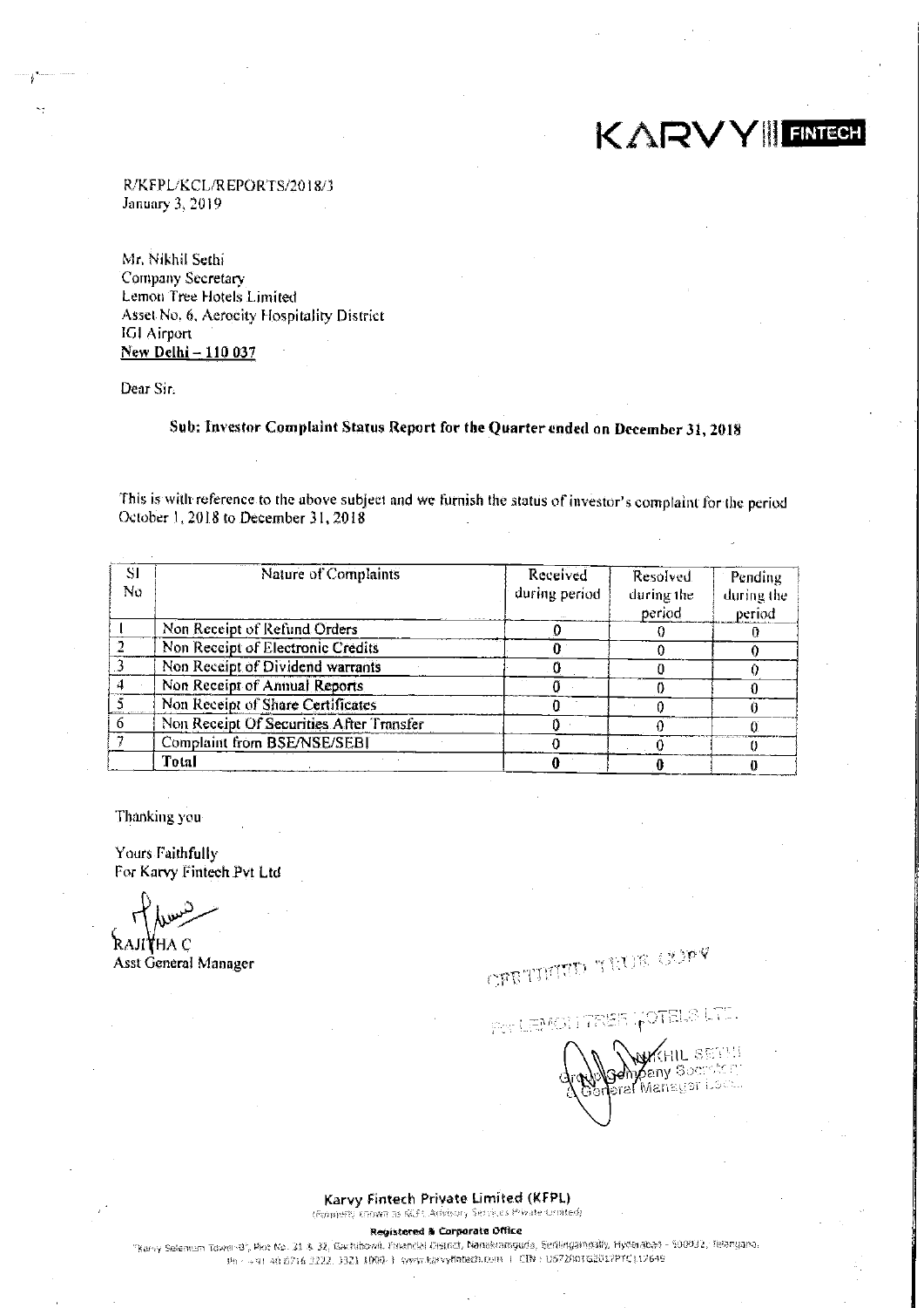KARVY FINTECH

R/KFPL/KCL/REPORTS/2018/3
January 3, 2019

Mr. Nikhil Sethi
Company Secretary
Lemon Tree Hotels Limited
Asset No. 6, Aerocity Hospitality District
IGI Airport
**New Delhi – 110 037**

Dear Sir,

**Sub: Investor Complaint Status Report for the Quarter ended on December 31, 2018**

This is with reference to the above subject and we furnish the status of investor's complaint for the period October 1, 2018 to December 31, 2018

| Sl No | Nature of Complaints | Received during period | Resolved during the period | Pending during the period |
|---|---|---|---|---|
| 1 | Non Receipt of Refund Orders | 0 | 0 | 0 |
| 2 | Non Receipt of Electronic Credits | 0 | 0 | 0 |
| 3 | Non Receipt of Dividend warrants | 0 | 0 | 0 |
| 4 | Non Receipt of Annual Reports | 0 | 0 | 0 |
| 5 | Non Receipt of Share Certificates | 0 | 0 | 0 |
| 6 | Non Receipt Of Securities After Transfer | 0 | 0 | 0 |
| 7 | Complaint from BSE/NSE/SEBI | 0 | 0 | 0 |
| | **Total** | **0** | **0** | **0** |

Thanking you

Yours Faithfully
For Karvy Fintech Pvt Ltd

RAJITHA C
Asst General Manager

CERTIFIED TRUE COPY
For LEMON TREE HOTELS LTD.
NIKHIL SETHI
Group Company Secretary
& General Manager Legal

**Karvy Fintech Private Limited (KFPL)**
(Formerly known as KCPL Advisory Services Private Limited)

**Registered & Corporate Office**
"Karvy Selenium Tower-B", Plot No. 31 & 32, Gachibowli, Financial District, Nanakramguda, Serilingampally, Hyderabad - 500032, Telangana.
Ph: +91 40 6716 2222, 3321 1000 | www.karvyfintech.com | CIN : U72400TG2017PTC117649